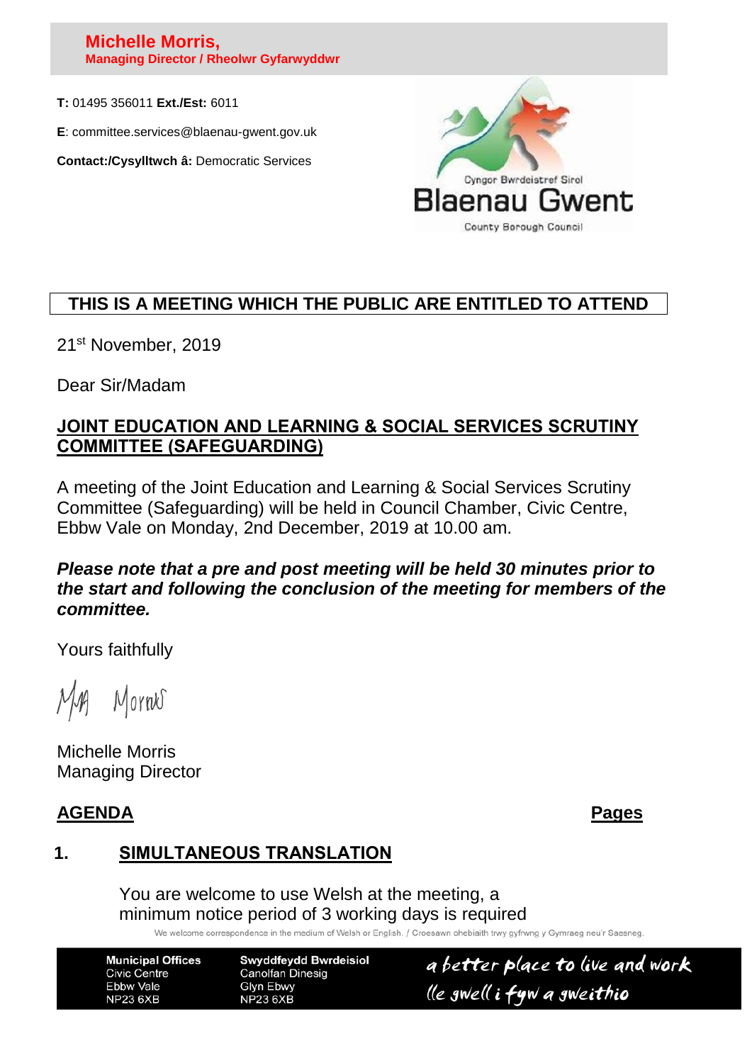**Michelle Morris,**
**Managing Director / Rheolwr Gyfarwyddwr**

**T:** 01495 356011 **Ext./Est:** 6011

**E**: committee.services@blaenau-gwent.gov.uk

**Contact:/Cysylltwch â:** Democratic Services

Cyngor Bwrdeistref Sirol
Blaenau Gwent
County Borough Council

**THIS IS A MEETING WHICH THE PUBLIC ARE ENTITLED TO ATTEND**

21st November, 2019

Dear Sir/Madam

## JOINT EDUCATION AND LEARNING & SOCIAL SERVICES SCRUTINY COMMITTEE (SAFEGUARDING)

A meeting of the Joint Education and Learning & Social Services Scrutiny Committee (Safeguarding) will be held in Council Chamber, Civic Centre, Ebbw Vale on Monday, 2nd December, 2019 at 10.00 am.

***Please note that a pre and post meeting will be held 30 minutes prior to the start and following the conclusion of the meeting for members of the committee.***

Yours faithfully

Michelle Morris
Managing Director

**AGENDA** **Pages**

**1. SIMULTANEOUS TRANSLATION**

You are welcome to use Welsh at the meeting, a minimum notice period of 3 working days is required

We welcome correspondence in the medium of Welsh or English. / Croesawn ohebiaith trwy gyfrwng y Gymraeg neu'r Saesneg.

| Municipal Offices | Swyddfeydd Bwrdeisiol |
|---|---|
| Civic Centre | Canolfan Dinesig |
| Ebbw Vale | Glyn Ebwy |
| NP23 6XB | NP23 6XB |

a better place to live and work
lle gwell i fyw a gweithio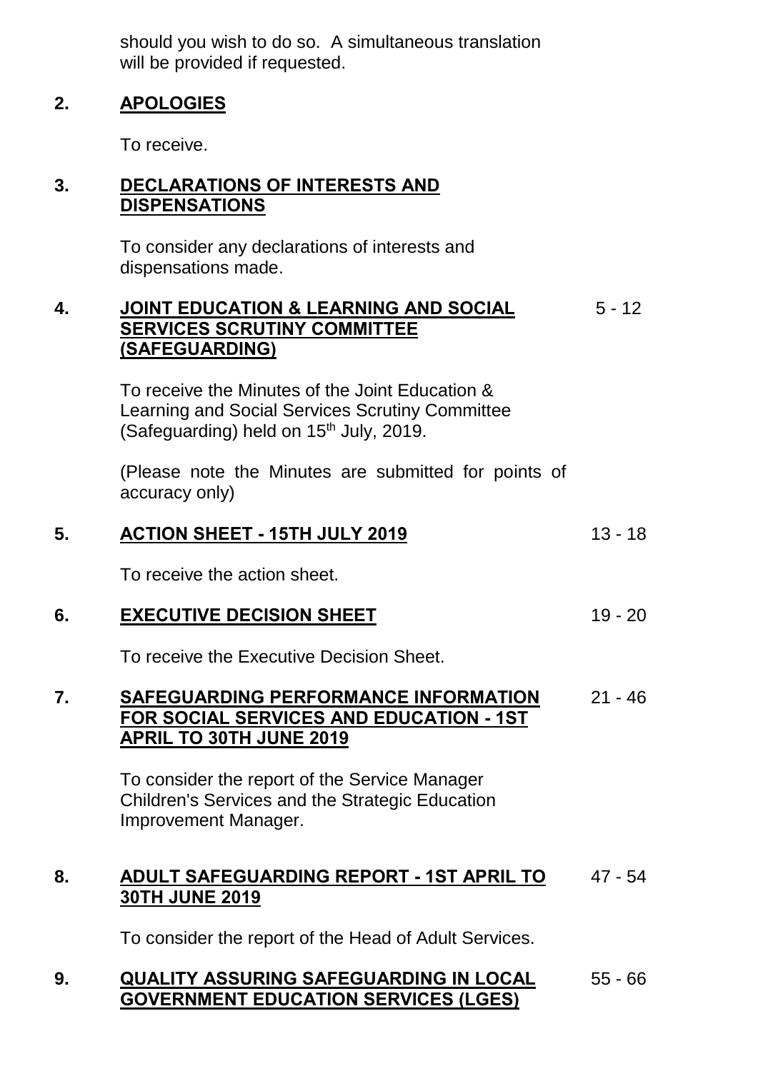should you wish to do so. A simultaneous translation will be provided if requested.

## 2. APOLOGIES

To receive.

## 3. DECLARATIONS OF INTERESTS AND DISPENSATIONS

To consider any declarations of interests and dispensations made.

## 4. JOINT EDUCATION & LEARNING AND SOCIAL SERVICES SCRUTINY COMMITTEE (SAFEGUARDING) — 5 - 12

To receive the Minutes of the Joint Education & Learning and Social Services Scrutiny Committee (Safeguarding) held on 15th July, 2019.

(Please note the Minutes are submitted for points of accuracy only)

## 5. ACTION SHEET - 15TH JULY 2019 — 13 - 18

To receive the action sheet.

## 6. EXECUTIVE DECISION SHEET — 19 - 20

To receive the Executive Decision Sheet.

## 7. SAFEGUARDING PERFORMANCE INFORMATION FOR SOCIAL SERVICES AND EDUCATION - 1ST APRIL TO 30TH JUNE 2019 — 21 - 46

To consider the report of the Service Manager Children's Services and the Strategic Education Improvement Manager.

## 8. ADULT SAFEGUARDING REPORT - 1ST APRIL TO 30TH JUNE 2019 — 47 - 54

To consider the report of the Head of Adult Services.

## 9. QUALITY ASSURING SAFEGUARDING IN LOCAL GOVERNMENT EDUCATION SERVICES (LGES) — 55 - 66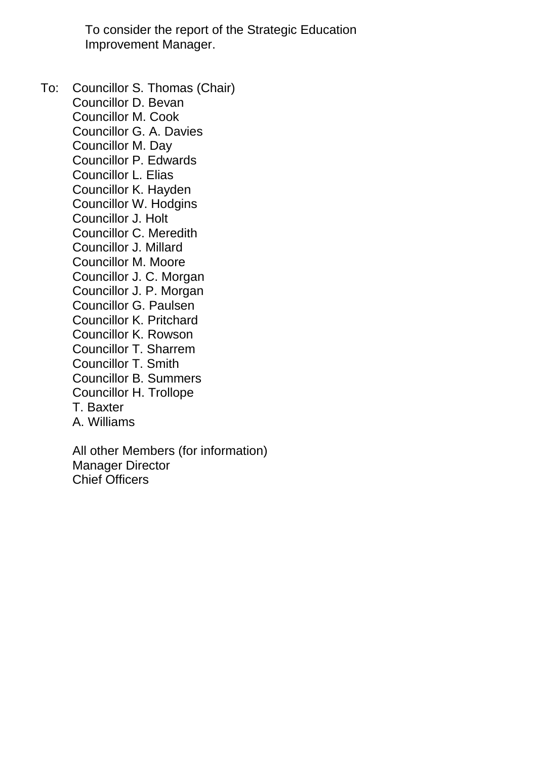To consider the report of the Strategic Education Improvement Manager.

To: Councillor S. Thomas (Chair)
Councillor D. Bevan
Councillor M. Cook
Councillor G. A. Davies
Councillor M. Day
Councillor P. Edwards
Councillor L. Elias
Councillor K. Hayden
Councillor W. Hodgins
Councillor J. Holt
Councillor C. Meredith
Councillor J. Millard
Councillor M. Moore
Councillor J. C. Morgan
Councillor J. P. Morgan
Councillor G. Paulsen
Councillor K. Pritchard
Councillor K. Rowson
Councillor T. Sharrem
Councillor T. Smith
Councillor B. Summers
Councillor H. Trollope
T. Baxter
A. Williams

All other Members (for information)
Manager Director
Chief Officers